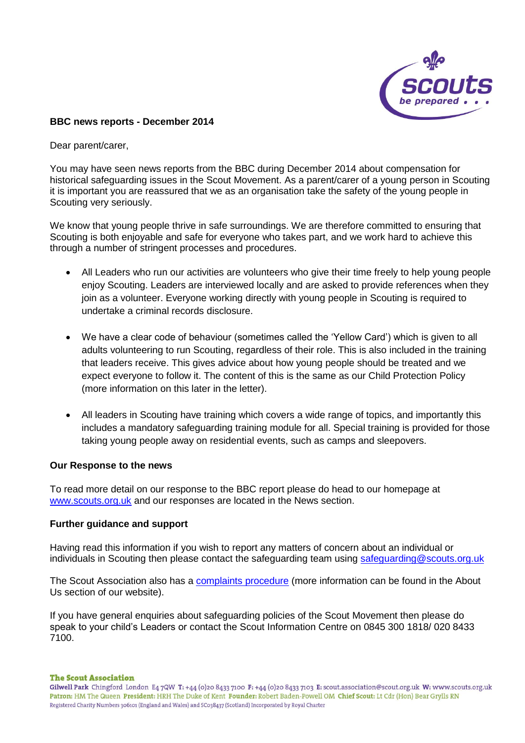**BBC news reports - December 2014**

Dear parent/carer,

You may have seen news reports from the BBC during December 2014 about compensation for historical safeguarding issues in the Scout Movement. As a parent/carer of a young person in Scouting it is important you are reassured that we as an organisation take the safety of the young people in Scouting very seriously.

We know that young people thrive in safe surroundings. We are therefore committed to ensuring that Scouting is both enjoyable and safe for everyone who takes part, and we work hard to achieve this through a number of stringent processes and procedures.

- All Leaders who run our activities are volunteers who give their time freely to help young people enjoy Scouting. Leaders are interviewed locally and are asked to provide references when they join as a volunteer. Everyone working directly with young people in Scouting is required to undertake a criminal records disclosure.
- We have a clear code of behaviour (sometimes called the 'Yellow Card') which is given to all adults volunteering to run Scouting, regardless of their role. This is also included in the training that leaders receive. This gives advice about how young people should be treated and we expect everyone to follow it. The content of this is the same as our Child Protection Policy (more information on this later in the letter).
- All leaders in Scouting have training which covers a wide range of topics, and importantly this includes a mandatory safeguarding training module for all. Special training is provided for those taking young people away on residential events, such as camps and sleepovers.

**Our Response to the news**

To read more detail on our response to the BBC report please do head to our homepage at [www.scouts.org.uk](http://www.scouts.org.uk) and our responses are located in the News section.

**Further guidance and support**

Having read this information if you wish to report any matters of concern about an individual or individuals in Scouting then please contact the safeguarding team using [safeguarding@scouts.org.uk](mailto:safeguarding@scouts.org.uk)

The Scout Association also has a complaints procedure (more information can be found in the About Us section of our website).

If you have general enquiries about safeguarding policies of the Scout Movement then please do speak to your child's Leaders or contact the Scout Information Centre on 0845 300 1818/ 020 8433 7100.

**The Scout Association**
Gilwell Park Chingford London E4 7QW T: +44 (0)20 8433 7100 F: +44 (0)20 8433 7103 E: scout.association@scout.org.uk W: www.scouts.org.uk
Patron: HM The Queen President: HRH The Duke of Kent Founder: Robert Baden-Powell OM Chief Scout: Lt Cdr (Hon) Bear Grylls RN
Registered Charity Numbers 306101 (England and Wales) and SC038437 (Scotland) Incorporated by Royal Charter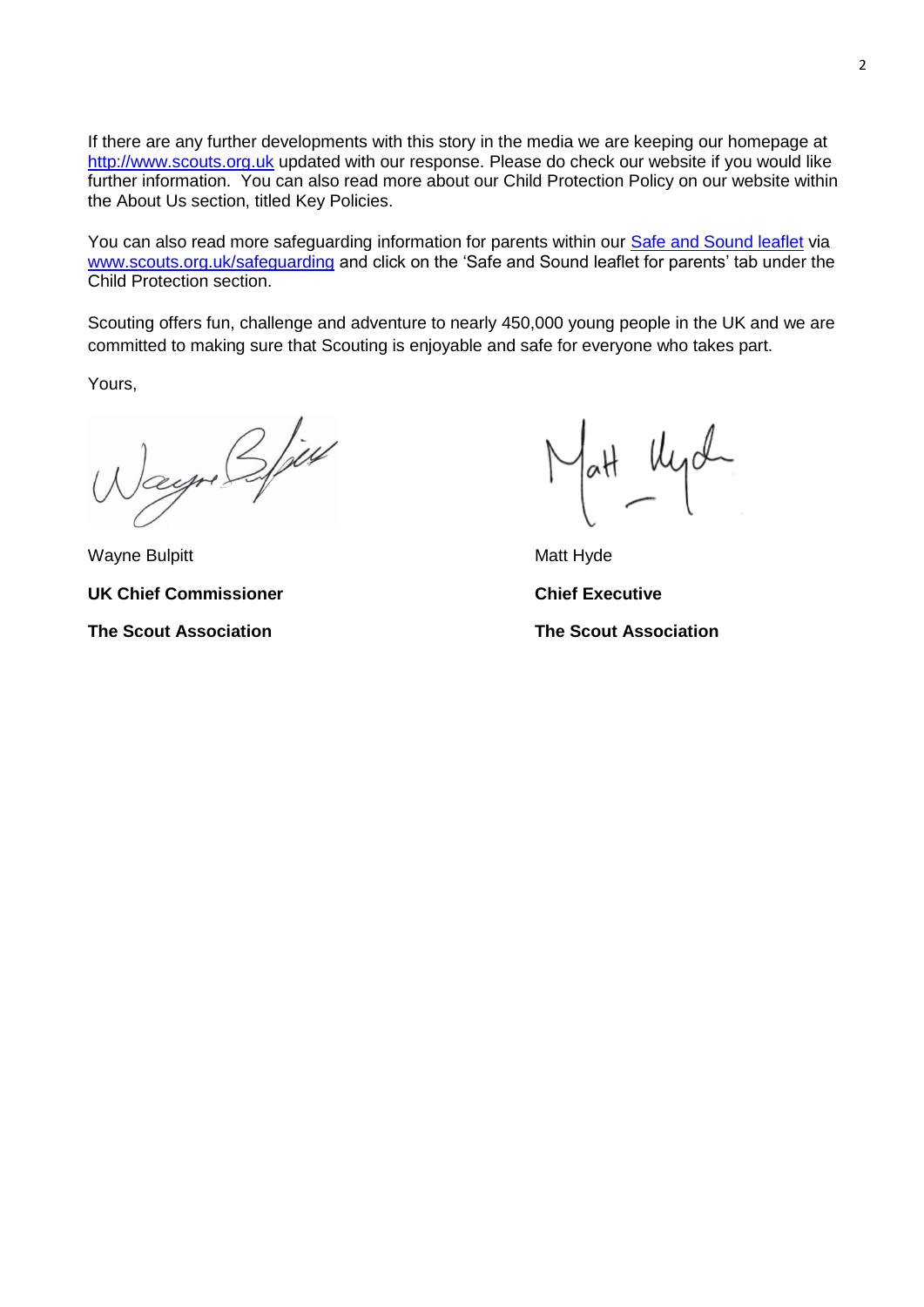If there are any further developments with this story in the media we are keeping our homepage at [http://www.scouts.org.uk](http://www.scouts.org.uk) updated with our response. Please do check our website if you would like further information. You can also read more about our Child Protection Policy on our website within the About Us section, titled Key Policies.

You can also read more safeguarding information for parents within our [Safe and Sound leaflet](www.scouts.org.uk/safeguarding) via [www.scouts.org.uk/safeguarding](www.scouts.org.uk/safeguarding) and click on the 'Safe and Sound leaflet for parents' tab under the Child Protection section.

Scouting offers fun, challenge and adventure to nearly 450,000 young people in the UK and we are committed to making sure that Scouting is enjoyable and safe for everyone who takes part.

Yours,

Wayne Bulpitt

**UK Chief Commissioner**

**The Scout Association**

Matt Hyde

**Chief Executive**

**The Scout Association**